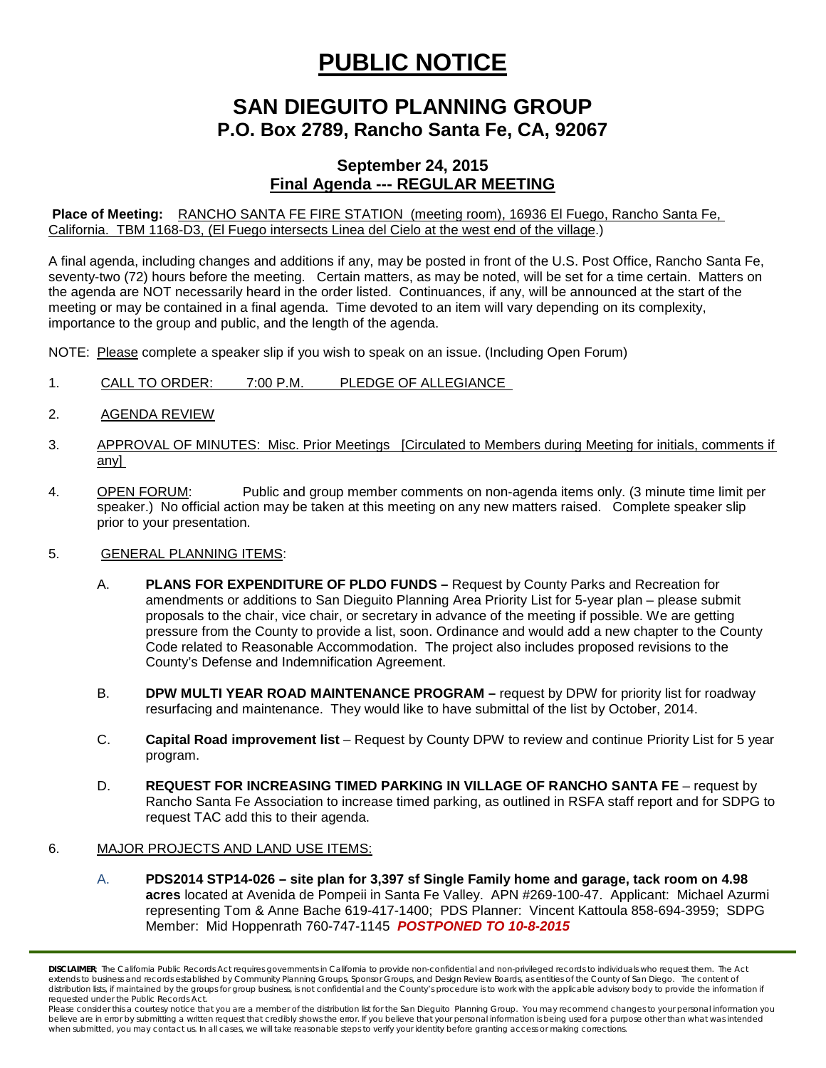# PUBLIC NOTICE

## SAN DIEGUITO PLANNING GROUP
## P.O. Box 2789, Rancho Santa Fe, CA, 92067

### September 24, 2015
### Final Agenda --- REGULAR MEETING

**Place of Meeting:** RANCHO SANTA FE FIRE STATION (meeting room), 16936 El Fuego, Rancho Santa Fe, California. TBM 1168-D3, (El Fuego intersects Linea del Cielo at the west end of the village.)

A final agenda, including changes and additions if any, may be posted in front of the U.S. Post Office, Rancho Santa Fe, seventy-two (72) hours before the meeting. Certain matters, as may be noted, will be set for a time certain. Matters on the agenda are NOT necessarily heard in the order listed. Continuances, if any, will be announced at the start of the meeting or may be contained in a final agenda. Time devoted to an item will vary depending on its complexity, importance to the group and public, and the length of the agenda.

NOTE: Please complete a speaker slip if you wish to speak on an issue. (Including Open Forum)

1. CALL TO ORDER: 7:00 P.M. PLEDGE OF ALLEGIANCE

2. AGENDA REVIEW

3. APPROVAL OF MINUTES: Misc. Prior Meetings [Circulated to Members during Meeting for initials, comments if any]

4. OPEN FORUM: Public and group member comments on non-agenda items only. (3 minute time limit per speaker.) No official action may be taken at this meeting on any new matters raised. Complete speaker slip prior to your presentation.

5. GENERAL PLANNING ITEMS:

   A. **PLANS FOR EXPENDITURE OF PLDO FUNDS –** Request by County Parks and Recreation for amendments or additions to San Dieguito Planning Area Priority List for 5-year plan – please submit proposals to the chair, vice chair, or secretary in advance of the meeting if possible. We are getting pressure from the County to provide a list, soon. Ordinance and would add a new chapter to the County Code related to Reasonable Accommodation. The project also includes proposed revisions to the County's Defense and Indemnification Agreement.

   B. **DPW MULTI YEAR ROAD MAINTENANCE PROGRAM –** request by DPW for priority list for roadway resurfacing and maintenance. They would like to have submittal of the list by October, 2014.

   C. **Capital Road improvement list** – Request by County DPW to review and continue Priority List for 5 year program.

   D. **REQUEST FOR INCREASING TIMED PARKING IN VILLAGE OF RANCHO SANTA FE** – request by Rancho Santa Fe Association to increase timed parking, as outlined in RSFA staff report and for SDPG to request TAC add this to their agenda.

6. MAJOR PROJECTS AND LAND USE ITEMS:

   A. **PDS2014 STP14-026 – site plan for 3,397 sf Single Family home and garage, tack room on 4.98 acres** located at Avenida de Pompeii in Santa Fe Valley. APN #269-100-47. Applicant: Michael Azurmi representing Tom & Anne Bache 619-417-1400; PDS Planner: Vincent Kattoula 858-694-3959; SDPG Member: Mid Hoppenrath 760-747-1145 ***POSTPONED TO 10-8-2015***

**DISCLAIMER**; The California Public Records Act requires governments in California to provide non-confidential and non-privileged records to individuals who request them. The Act extends to business and records established by Community Planning Groups, Sponsor Groups, and Design Review Boards, as entities of the County of San Diego. The content of distribution lists, if maintained by the groups for group business, is not confidential and the County's procedure is to work with the applicable advisory body to provide the information if requested under the Public Records Act.
Please consider this a courtesy notice that you are a member of the distribution list for the San Dieguito Planning Group. You may recommend changes to your personal information you believe are in error by submitting a written request that credibly shows the error. If you believe that your personal information is being used for a purpose other than what was intended when submitted, you may contact us. In all cases, we will take reasonable steps to verify your identity before granting access or making corrections.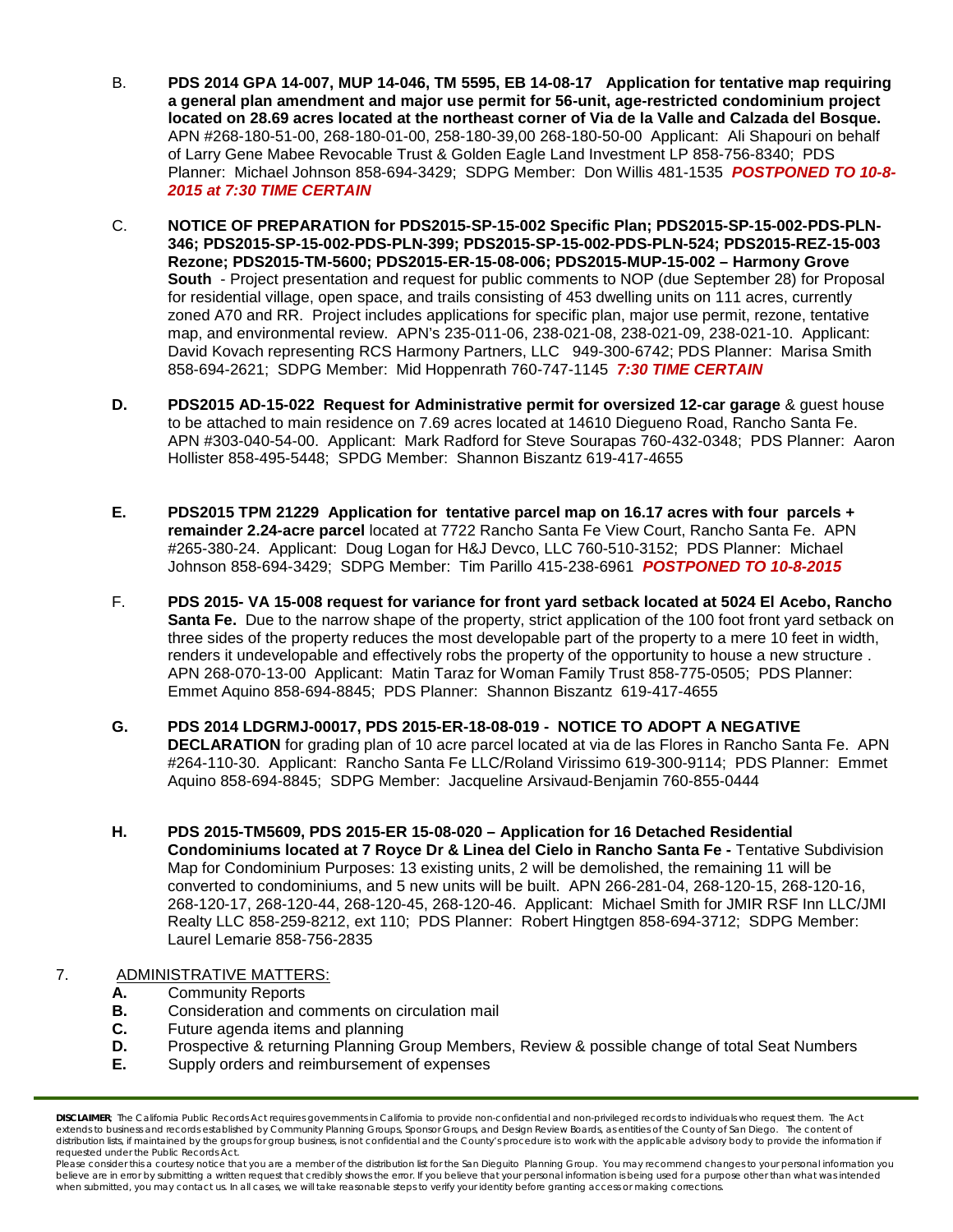B. **PDS 2014 GPA 14-007, MUP 14-046, TM 5595, EB 14-08-17 Application for tentative map requiring a general plan amendment and major use permit for 56-unit, age-restricted condominium project located on 28.69 acres located at the northeast corner of Via de la Valle and Calzada del Bosque.** APN #268-180-51-00, 268-180-01-00, 258-180-39,00 268-180-50-00 Applicant: Ali Shapouri on behalf of Larry Gene Mabee Revocable Trust & Golden Eagle Land Investment LP 858-756-8340; PDS Planner: Michael Johnson 858-694-3429; SDPG Member: Don Willis 481-1535 ***POSTPONED TO 10-8-2015 at 7:30 TIME CERTAIN***

C. **NOTICE OF PREPARATION for PDS2015-SP-15-002 Specific Plan; PDS2015-SP-15-002-PDS-PLN-346; PDS2015-SP-15-002-PDS-PLN-399; PDS2015-SP-15-002-PDS-PLN-524; PDS2015-REZ-15-003 Rezone; PDS2015-TM-5600; PDS2015-ER-15-08-006; PDS2015-MUP-15-002 – Harmony Grove South** - Project presentation and request for public comments to NOP (due September 28) for Proposal for residential village, open space, and trails consisting of 453 dwelling units on 111 acres, currently zoned A70 and RR. Project includes applications for specific plan, major use permit, rezone, tentative map, and environmental review. APN's 235-011-06, 238-021-08, 238-021-09, 238-021-10. Applicant: David Kovach representing RCS Harmony Partners, LLC 949-300-6742; PDS Planner: Marisa Smith 858-694-2621; SDPG Member: Mid Hoppenrath 760-747-1145 ***7:30 TIME CERTAIN***

**D. PDS2015 AD-15-022 Request for Administrative permit for oversized 12-car garage** & guest house to be attached to main residence on 7.69 acres located at 14610 Diegueno Road, Rancho Santa Fe. APN #303-040-54-00. Applicant: Mark Radford for Steve Sourapas 760-432-0348; PDS Planner: Aaron Hollister 858-495-5448; SPDG Member: Shannon Biszantz 619-417-4655

**E. PDS2015 TPM 21229 Application for tentative parcel map on 16.17 acres with four parcels + remainder 2.24-acre parcel** located at 7722 Rancho Santa Fe View Court, Rancho Santa Fe. APN #265-380-24. Applicant: Doug Logan for H&J Devco, LLC 760-510-3152; PDS Planner: Michael Johnson 858-694-3429; SDPG Member: Tim Parillo 415-238-6961 ***POSTPONED TO 10-8-2015***

F. **PDS 2015- VA 15-008 request for variance for front yard setback located at 5024 El Acebo, Rancho Santa Fe.** Due to the narrow shape of the property, strict application of the 100 foot front yard setback on three sides of the property reduces the most developable part of the property to a mere 10 feet in width, renders it undevelopable and effectively robs the property of the opportunity to house a new structure . APN 268-070-13-00 Applicant: Matin Taraz for Woman Family Trust 858-775-0505; PDS Planner: Emmet Aquino 858-694-8845; PDS Planner: Shannon Biszantz 619-417-4655

**G. PDS 2014 LDGRMJ-00017, PDS 2015-ER-18-08-019 - NOTICE TO ADOPT A NEGATIVE DECLARATION** for grading plan of 10 acre parcel located at via de las Flores in Rancho Santa Fe. APN #264-110-30. Applicant: Rancho Santa Fe LLC/Roland Virissimo 619-300-9114; PDS Planner: Emmet Aquino 858-694-8845; SDPG Member: Jacqueline Arsivaud-Benjamin 760-855-0444

**H. PDS 2015-TM5609, PDS 2015-ER 15-08-020 – Application for 16 Detached Residential Condominiums located at 7 Royce Dr & Linea del Cielo in Rancho Santa Fe -** Tentative Subdivision Map for Condominium Purposes: 13 existing units, 2 will be demolished, the remaining 11 will be converted to condominiums, and 5 new units will be built. APN 266-281-04, 268-120-15, 268-120-16, 268-120-17, 268-120-44, 268-120-45, 268-120-46. Applicant: Michael Smith for JMIR RSF Inn LLC/JMI Realty LLC 858-259-8212, ext 110; PDS Planner: Robert Hingtgen 858-694-3712; SDPG Member: Laurel Lemarie 858-756-2835

7. ADMINISTRATIVE MATTERS:
   **A.** Community Reports
   **B.** Consideration and comments on circulation mail
   **C.** Future agenda items and planning
   **D.** Prospective & returning Planning Group Members, Review & possible change of total Seat Numbers
   **E.** Supply orders and reimbursement of expenses

---

**DISCLAIMER**; The California Public Records Act requires governments in California to provide non-confidential and non-privileged records to individuals who request them. The Act extends to business and records established by Community Planning Groups, Sponsor Groups, and Design Review Boards, as entities of the County of San Diego. The content of distribution lists, if maintained by the groups for group business, is not confidential and the County's procedure is to work with the applicable advisory body to provide the information if requested under the Public Records Act.
Please consider this a courtesy notice that you are a member of the distribution list for the San Dieguito Planning Group. You may recommend changes to your personal information you believe are in error by submitting a written request that credibly shows the error. If you believe that your personal information is being used for a purpose other than what was intended when submitted, you may contact us. In all cases, we will take reasonable steps to verify your identity before granting access or making corrections.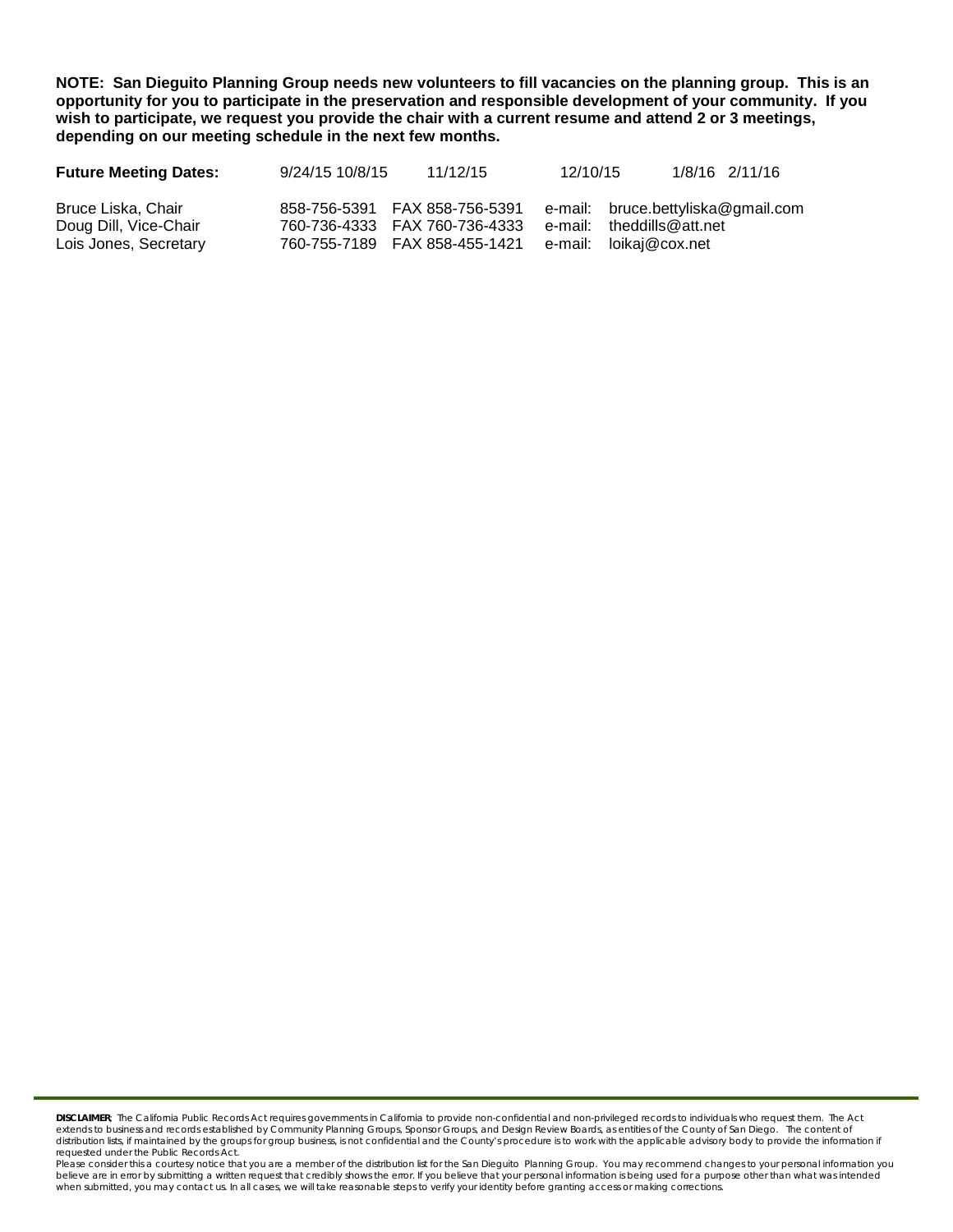**NOTE: San Dieguito Planning Group needs new volunteers to fill vacancies on the planning group. This is an opportunity for you to participate in the preservation and responsible development of your community. If you wish to participate, we request you provide the chair with a current resume and attend 2 or 3 meetings, depending on our meeting schedule in the next few months.**

**Future Meeting Dates:** 9/24/15 10/8/15 11/12/15 12/10/15 1/8/16 2/11/16

| | | | |
|---|---|---|---|
| Bruce Liska, Chair | 858-756-5391 | FAX 858-756-5391 | e-mail: bruce.bettyliska@gmail.com |
| Doug Dill, Vice-Chair | 760-736-4333 | FAX 760-736-4333 | e-mail: theddills@att.net |
| Lois Jones, Secretary | 760-755-7189 | FAX 858-455-1421 | e-mail: loikaj@cox.net |

***DISCLAIMER;** The California Public Records Act requires governments in California to provide non-confidential and non-privileged records to individuals who request them. The Act extends to business and records established by Community Planning Groups, Sponsor Groups, and Design Review Boards, as entities of the County of San Diego. The content of distribution lists, if maintained by the groups for group business, is not confidential and the County's procedure is to work with the applicable advisory body to provide the information if requested under the Public Records Act.*

*Please consider this a courtesy notice that you are a member of the distribution list for the San Dieguito Planning Group. You may recommend changes to your personal information you believe are in error by submitting a written request that credibly shows the error. If you believe that your personal information is being used for a purpose other than what was intended when submitted, you may contact us. In all cases, we will take reasonable steps to verify your identity before granting access or making corrections.*